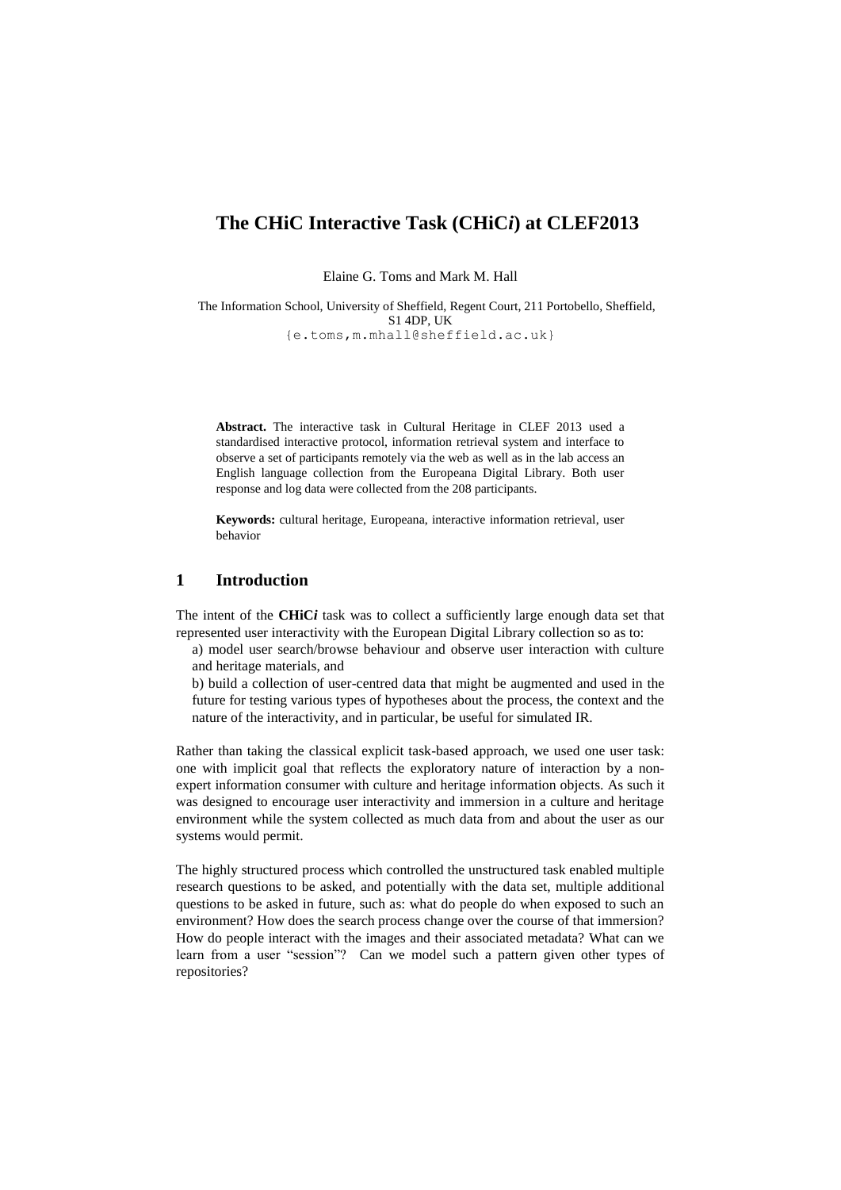# The CHiC Interactive Task (CHiC*i*) at CLEF2013

Elaine G. Toms and Mark M. Hall

The Information School, University of Sheffield, Regent Court, 211 Portobello, Sheffield, S1 4DP, UK
{e.toms,m.mhall@sheffield.ac.uk}

**Abstract.** The interactive task in Cultural Heritage in CLEF 2013 used a standardised interactive protocol, information retrieval system and interface to observe a set of participants remotely via the web as well as in the lab access an English language collection from the Europeana Digital Library. Both user response and log data were collected from the 208 participants.

**Keywords:** cultural heritage, Europeana, interactive information retrieval, user behavior

## 1 Introduction

The intent of the **CHiC*i*** task was to collect a sufficiently large enough data set that represented user interactivity with the European Digital Library collection so as to:

a) model user search/browse behaviour and observe user interaction with culture and heritage materials, and

b) build a collection of user-centred data that might be augmented and used in the future for testing various types of hypotheses about the process, the context and the nature of the interactivity, and in particular, be useful for simulated IR.

Rather than taking the classical explicit task-based approach, we used one user task: one with implicit goal that reflects the exploratory nature of interaction by a non-expert information consumer with culture and heritage information objects. As such it was designed to encourage user interactivity and immersion in a culture and heritage environment while the system collected as much data from and about the user as our systems would permit.

The highly structured process which controlled the unstructured task enabled multiple research questions to be asked, and potentially with the data set, multiple additional questions to be asked in future, such as: what do people do when exposed to such an environment? How does the search process change over the course of that immersion? How do people interact with the images and their associated metadata? What can we learn from a user "session"? Can we model such a pattern given other types of repositories?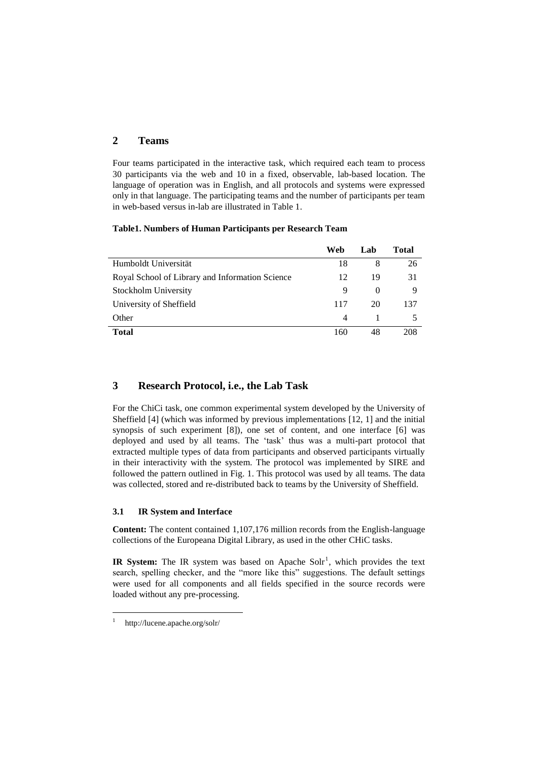## 2 Teams

Four teams participated in the interactive task, which required each team to process 30 participants via the web and 10 in a fixed, observable, lab-based location. The language of operation was in English, and all protocols and systems were expressed only in that language. The participating teams and the number of participants per team in web-based versus in-lab are illustrated in Table 1.

**Table1. Numbers of Human Participants per Research Team**

| | Web | Lab | Total |
|---|---|---|---|
| Humboldt Universität | 18 | 8 | 26 |
| Royal School of Library and Information Science | 12 | 19 | 31 |
| Stockholm University | 9 | 0 | 9 |
| University of Sheffield | 117 | 20 | 137 |
| Other | 4 | 1 | 5 |
| **Total** | 160 | 48 | 208 |

## 3 Research Protocol, i.e., the Lab Task

For the ChiCi task, one common experimental system developed by the University of Sheffield [4] (which was informed by previous implementations [12, 1] and the initial synopsis of such experiment [8]), one set of content, and one interface [6] was deployed and used by all teams. The 'task' thus was a multi-part protocol that extracted multiple types of data from participants and observed participants virtually in their interactivity with the system. The protocol was implemented by SIRE and followed the pattern outlined in Fig. 1. This protocol was used by all teams. The data was collected, stored and re-distributed back to teams by the University of Sheffield.

### 3.1 IR System and Interface

**Content:** The content contained 1,107,176 million records from the English-language collections of the Europeana Digital Library, as used in the other CHiC tasks.

**IR System:** The IR system was based on Apache Solr[1], which provides the text search, spelling checker, and the "more like this" suggestions. The default settings were used for all components and all fields specified in the source records were loaded without any pre-processing.

[1] http://lucene.apache.org/solr/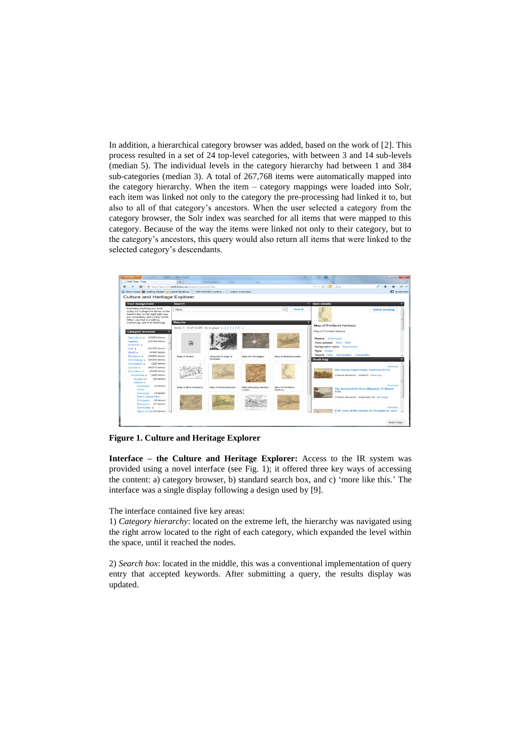In addition, a hierarchical category browser was added, based on the work of [2]. This process resulted in a set of 24 top-level categories, with between 3 and 14 sub-levels (median 5). The individual levels in the category hierarchy had between 1 and 384 sub-categories (median 3). A total of 267,768 items were automatically mapped into the category hierarchy. When the item – category mappings were loaded into Solr, each item was linked not only to the category the pre-processing had linked it to, but also to all of that category's ancestors. When the user selected a category from the category browser, the Solr index was searched for all items that were mapped to this category. Because of the way the items were linked not only to their category, but to the category's ancestors, this query would also return all items that were linked to the selected category's descendants.

**Figure 1. Culture and Heritage Explorer**

**Interface – the Culture and Heritage Explorer:** Access to the IR system was provided using a novel interface (see Fig. 1); it offered three key ways of accessing the content: a) category browser, b) standard search box, and c) 'more like this.' The interface was a single display following a design used by [9].

The interface contained five key areas:

1) *Category hierarchy*: located on the extreme left, the hierarchy was navigated using the right arrow located to the right of each category, which expanded the level within the space, until it reached the nodes.

2) *Search box*: located in the middle, this was a conventional implementation of query entry that accepted keywords. After submitting a query, the results display was updated.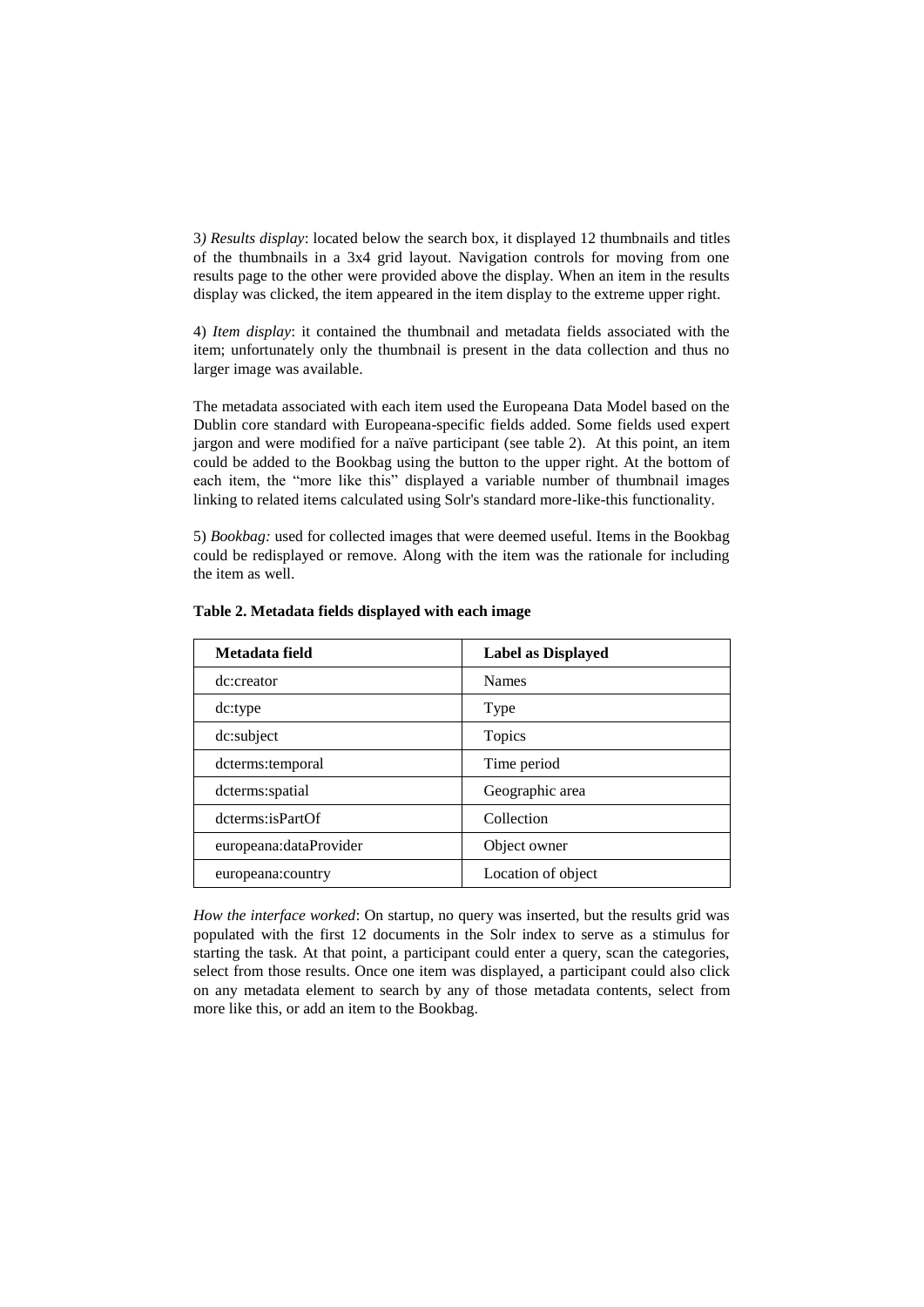3*) Results display*: located below the search box, it displayed 12 thumbnails and titles of the thumbnails in a 3x4 grid layout. Navigation controls for moving from one results page to the other were provided above the display. When an item in the results display was clicked, the item appeared in the item display to the extreme upper right.

4) *Item display*: it contained the thumbnail and metadata fields associated with the item; unfortunately only the thumbnail is present in the data collection and thus no larger image was available.

The metadata associated with each item used the Europeana Data Model based on the Dublin core standard with Europeana-specific fields added. Some fields used expert jargon and were modified for a naïve participant (see table 2). At this point, an item could be added to the Bookbag using the button to the upper right. At the bottom of each item, the "more like this" displayed a variable number of thumbnail images linking to related items calculated using Solr's standard more-like-this functionality.

5) *Bookbag:* used for collected images that were deemed useful. Items in the Bookbag could be redisplayed or remove. Along with the item was the rationale for including the item as well.

**Table 2. Metadata fields displayed with each image**

| Metadata field | Label as Displayed |
| --- | --- |
| dc:creator | Names |
| dc:type | Type |
| dc:subject | Topics |
| dcterms:temporal | Time period |
| dcterms:spatial | Geographic area |
| dcterms:isPartOf | Collection |
| europeana:dataProvider | Object owner |
| europeana:country | Location of object |

*How the interface worked*: On startup, no query was inserted, but the results grid was populated with the first 12 documents in the Solr index to serve as a stimulus for starting the task. At that point, a participant could enter a query, scan the categories, select from those results. Once one item was displayed, a participant could also click on any metadata element to search by any of those metadata contents, select from more like this, or add an item to the Bookbag.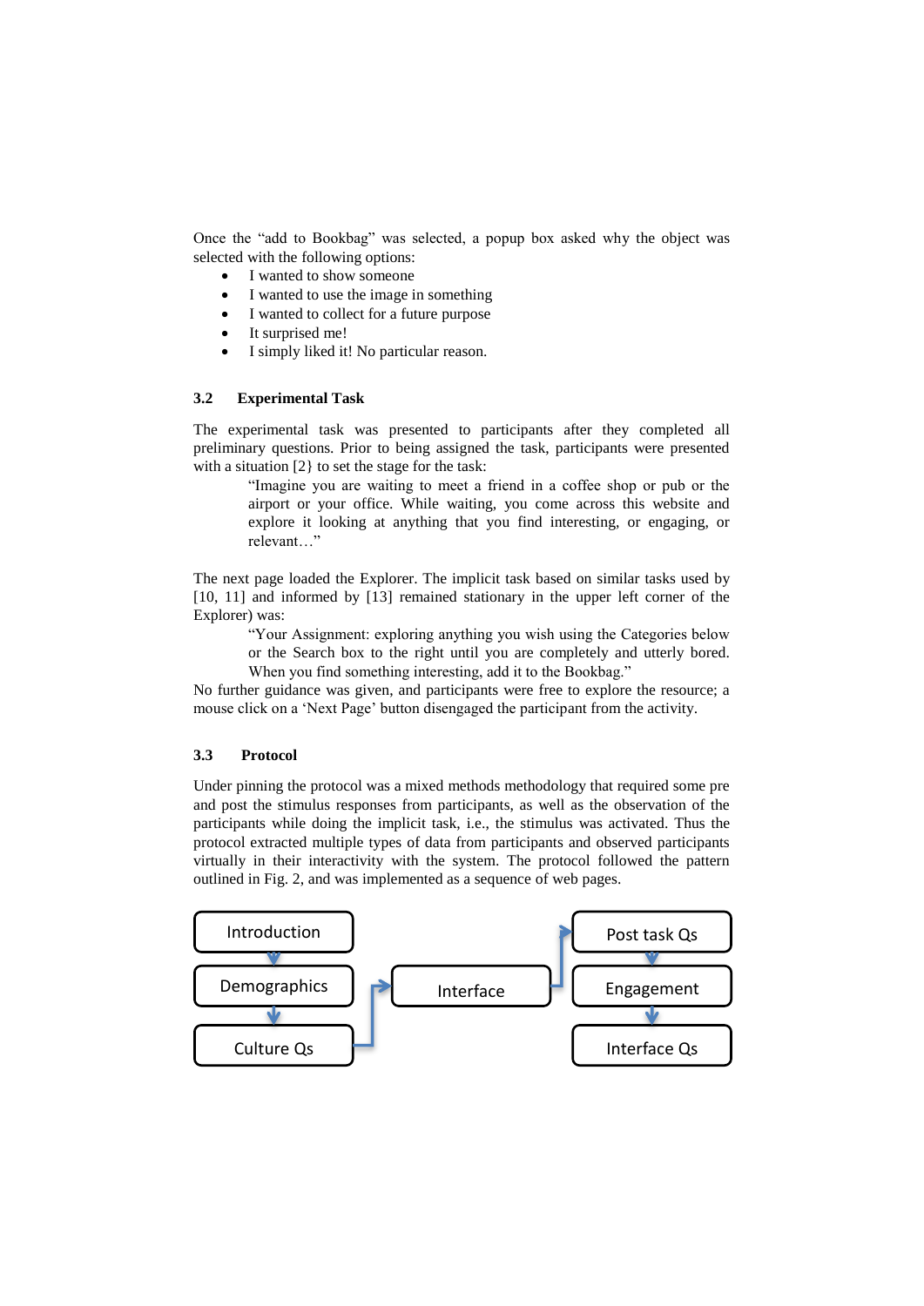Once the "add to Bookbag" was selected, a popup box asked why the object was selected with the following options:

- I wanted to show someone
- I wanted to use the image in something
- I wanted to collect for a future purpose
- It surprised me!
- I simply liked it! No particular reason.

### 3.2 Experimental Task

The experimental task was presented to participants after they completed all preliminary questions. Prior to being assigned the task, participants were presented with a situation [2} to set the stage for the task:

> "Imagine you are waiting to meet a friend in a coffee shop or pub or the airport or your office. While waiting, you come across this website and explore it looking at anything that you find interesting, or engaging, or relevant…"

The next page loaded the Explorer. The implicit task based on similar tasks used by [10, 11] and informed by [13] remained stationary in the upper left corner of the Explorer) was:

> "Your Assignment: exploring anything you wish using the Categories below or the Search box to the right until you are completely and utterly bored. When you find something interesting, add it to the Bookbag."

No further guidance was given, and participants were free to explore the resource; a mouse click on a 'Next Page' button disengaged the participant from the activity.

### 3.3 Protocol

Under pinning the protocol was a mixed methods methodology that required some pre and post the stimulus responses from participants, as well as the observation of the participants while doing the implicit task, i.e., the stimulus was activated. Thus the protocol extracted multiple types of data from participants and observed participants virtually in their interactivity with the system. The protocol followed the pattern outlined in Fig. 2, and was implemented as a sequence of web pages.

Introduction → Demographics → Culture Qs → Interface → Post task Qs → Engagement → Interface Qs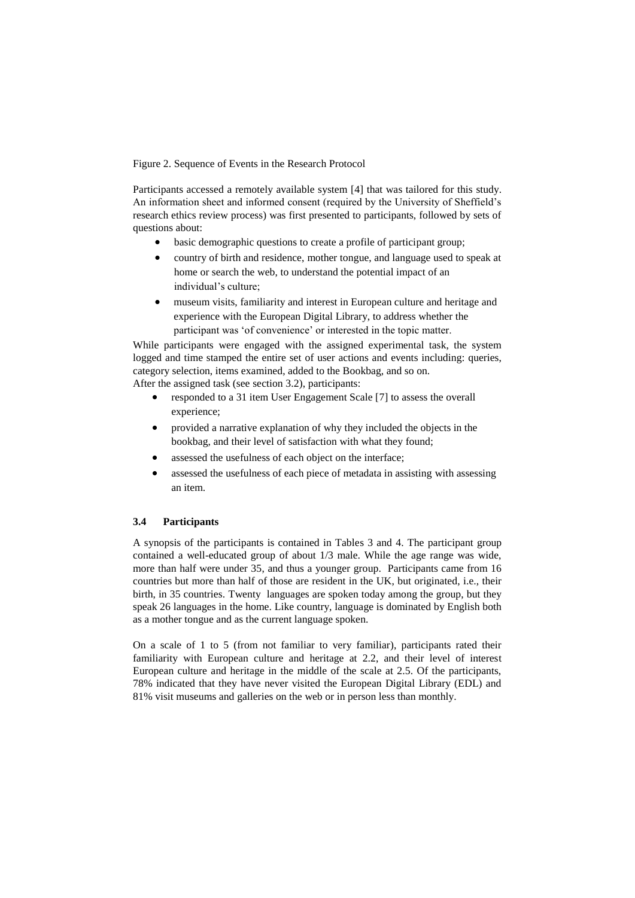Figure 2. Sequence of Events in the Research Protocol

Participants accessed a remotely available system [4] that was tailored for this study. An information sheet and informed consent (required by the University of Sheffield's research ethics review process) was first presented to participants, followed by sets of questions about:

- basic demographic questions to create a profile of participant group;
- country of birth and residence, mother tongue, and language used to speak at home or search the web, to understand the potential impact of an individual's culture;
- museum visits, familiarity and interest in European culture and heritage and experience with the European Digital Library, to address whether the participant was 'of convenience' or interested in the topic matter.

While participants were engaged with the assigned experimental task, the system logged and time stamped the entire set of user actions and events including: queries, category selection, items examined, added to the Bookbag, and so on.
After the assigned task (see section 3.2), participants:

- responded to a 31 item User Engagement Scale [7] to assess the overall experience;
- provided a narrative explanation of why they included the objects in the bookbag, and their level of satisfaction with what they found;
- assessed the usefulness of each object on the interface;
- assessed the usefulness of each piece of metadata in assisting with assessing an item.

### 3.4 Participants

A synopsis of the participants is contained in Tables 3 and 4. The participant group contained a well-educated group of about 1/3 male. While the age range was wide, more than half were under 35, and thus a younger group. Participants came from 16 countries but more than half of those are resident in the UK, but originated, i.e., their birth, in 35 countries. Twenty languages are spoken today among the group, but they speak 26 languages in the home. Like country, language is dominated by English both as a mother tongue and as the current language spoken.

On a scale of 1 to 5 (from not familiar to very familiar), participants rated their familiarity with European culture and heritage at 2.2, and their level of interest European culture and heritage in the middle of the scale at 2.5. Of the participants, 78% indicated that they have never visited the European Digital Library (EDL) and 81% visit museums and galleries on the web or in person less than monthly.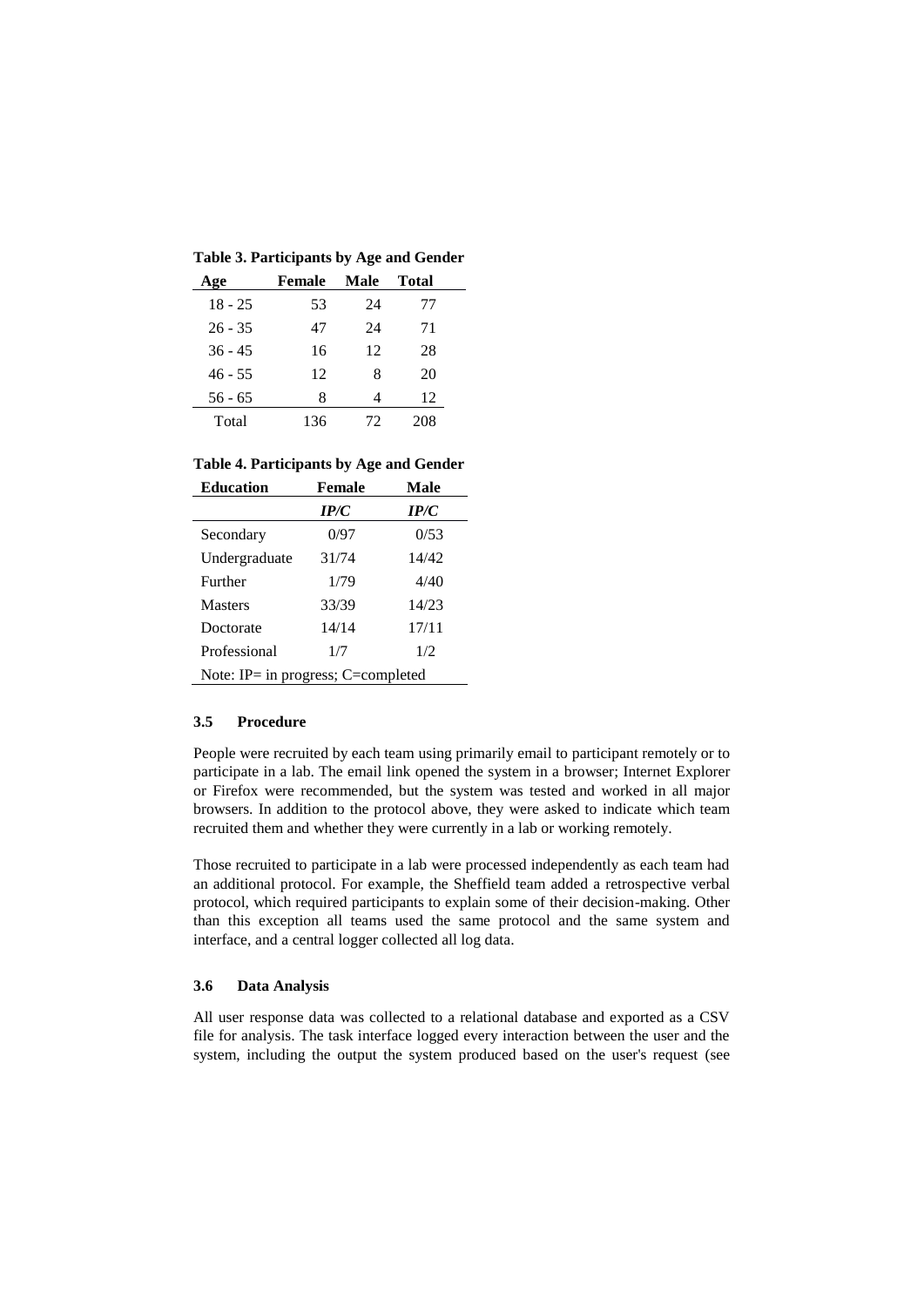**Table 3. Participants by Age and Gender**

| Age | Female | Male | Total |
|---|---|---|---|
| 18 - 25 | 53 | 24 | 77 |
| 26 - 35 | 47 | 24 | 71 |
| 36 - 45 | 16 | 12 | 28 |
| 46 - 55 | 12 | 8 | 20 |
| 56 - 65 | 8 | 4 | 12 |
| Total | 136 | 72 | 208 |

**Table 4. Participants by Age and Gender**

| Education | Female | Male |
|---|---|---|
| | ***IP/C*** | ***IP/C*** |
| Secondary | 0/97 | 0/53 |
| Undergraduate | 31/74 | 14/42 |
| Further | 1/79 | 4/40 |
| Masters | 33/39 | 14/23 |
| Doctorate | 14/14 | 17/11 |
| Professional | 1/7 | 1/2 |
| Note: IP= in progress; C=completed | | |

### 3.5 Procedure

People were recruited by each team using primarily email to participant remotely or to participate in a lab. The email link opened the system in a browser; Internet Explorer or Firefox were recommended, but the system was tested and worked in all major browsers. In addition to the protocol above, they were asked to indicate which team recruited them and whether they were currently in a lab or working remotely.

Those recruited to participate in a lab were processed independently as each team had an additional protocol. For example, the Sheffield team added a retrospective verbal protocol, which required participants to explain some of their decision-making. Other than this exception all teams used the same protocol and the same system and interface, and a central logger collected all log data.

### 3.6 Data Analysis

All user response data was collected to a relational database and exported as a CSV file for analysis. The task interface logged every interaction between the user and the system, including the output the system produced based on the user's request (see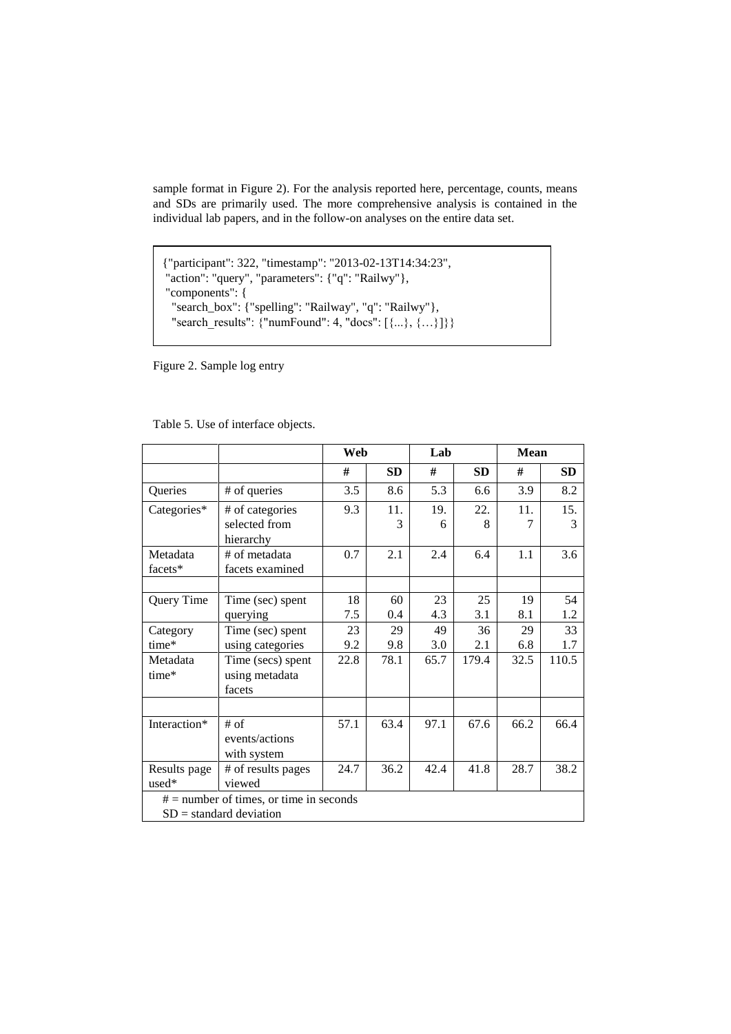sample format in Figure 2). For the analysis reported here, percentage, counts, means and SDs are primarily used. The more comprehensive analysis is contained in the individual lab papers, and in the follow-on analyses on the entire data set.

```
{"participant": 322, "timestamp": "2013-02-13T14:34:23",
 "action": "query", "parameters": {"q": "Railwy"},
 "components": {
   "search_box": {"spelling": "Railway", "q": "Railwy"},
   "search_results": {"numFound": 4, "docs": [{...}, {…}]}}
```

Figure 2. Sample log entry

Table 5. Use of interface objects.

| | | Web | | Lab | | Mean | |
|---|---|---|---|---|---|---|---|
| | | # | SD | # | SD | # | SD |
| Queries | # of queries | 3.5 | 8.6 | 5.3 | 6.6 | 3.9 | 8.2 |
| Categories* | # of categories selected from hierarchy | 9.3 | 11.3 | 19.6 | 22.8 | 11.7 | 15.3 |
| Metadata facets* | # of metadata facets examined | 0.7 | 2.1 | 2.4 | 6.4 | 1.1 | 3.6 |
| | | | | | | | |
| Query Time | Time (sec) spent querying | 187.5 | 600.4 | 234.3 | 253.1 | 198.1 | 541.2 |
| Category time* | Time (sec) spent using categories | 239.2 | 299.8 | 493.0 | 362.1 | 296.8 | 331.7 |
| Metadata time* | Time (secs) spent using metadata facets | 22.8 | 78.1 | 65.7 | 179.4 | 32.5 | 110.5 |
| | | | | | | | |
| Interaction* | # of events/actions with system | 57.1 | 63.4 | 97.1 | 67.6 | 66.2 | 66.4 |
| Results page used* | # of results pages viewed | 24.7 | 36.2 | 42.4 | 41.8 | 28.7 | 38.2 |
| # = number of times, or time in seconds<br>SD = standard deviation | | | | | | | |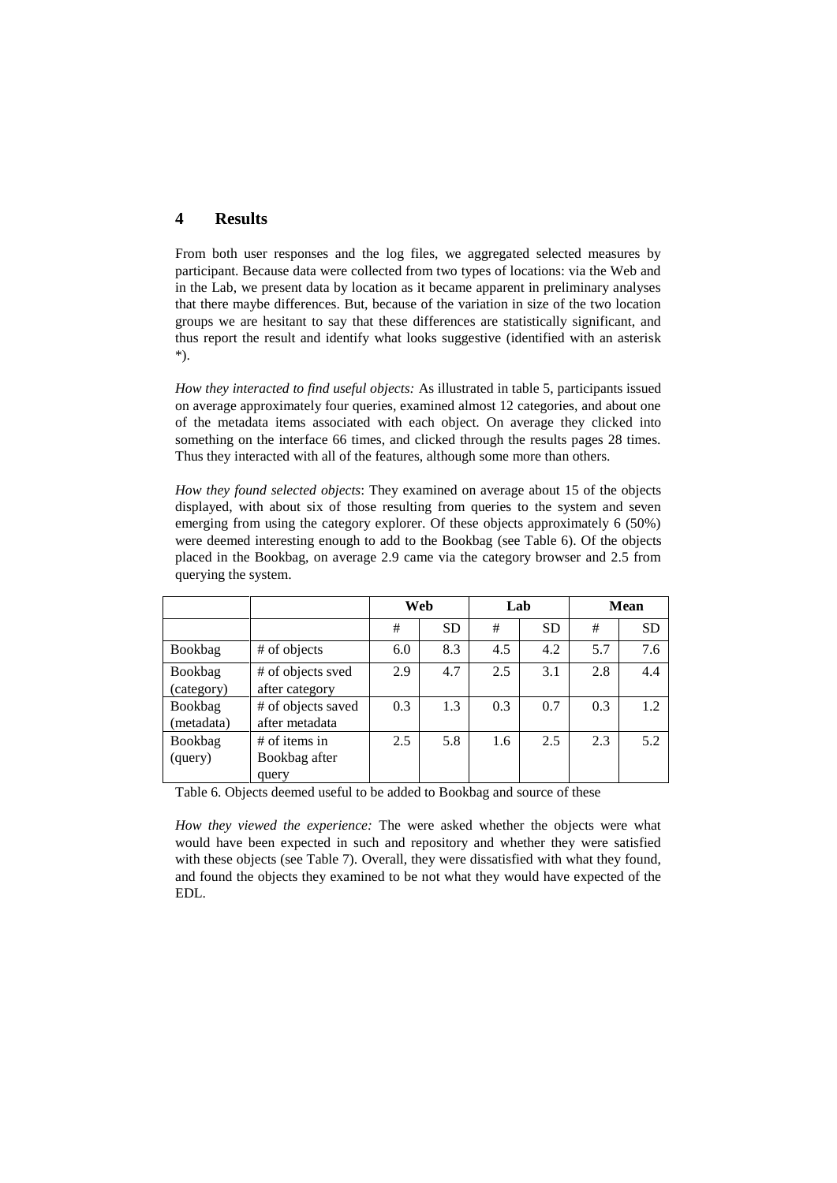## 4 Results

From both user responses and the log files, we aggregated selected measures by participant. Because data were collected from two types of locations: via the Web and in the Lab, we present data by location as it became apparent in preliminary analyses that there maybe differences. But, because of the variation in size of the two location groups we are hesitant to say that these differences are statistically significant, and thus report the result and identify what looks suggestive (identified with an asterisk *).

*How they interacted to find useful objects:* As illustrated in table 5, participants issued on average approximately four queries, examined almost 12 categories, and about one of the metadata items associated with each object. On average they clicked into something on the interface 66 times, and clicked through the results pages 28 times. Thus they interacted with all of the features, although some more than others.

*How they found selected objects*: They examined on average about 15 of the objects displayed, with about six of those resulting from queries to the system and seven emerging from using the category explorer. Of these objects approximately 6 (50%) were deemed interesting enough to add to the Bookbag (see Table 6). Of the objects placed in the Bookbag, on average 2.9 came via the category browser and 2.5 from querying the system.

| | | **Web** | | **Lab** | | **Mean** | |
|---|---|---|---|---|---|---|---|
| | | # | SD | # | SD | # | SD |
| Bookbag | # of objects | 6.0 | 8.3 | 4.5 | 4.2 | 5.7 | 7.6 |
| Bookbag (category) | # of objects sved after category | 2.9 | 4.7 | 2.5 | 3.1 | 2.8 | 4.4 |
| Bookbag (metadata) | # of objects saved after metadata | 0.3 | 1.3 | 0.3 | 0.7 | 0.3 | 1.2 |
| Bookbag (query) | # of items in Bookbag after query | 2.5 | 5.8 | 1.6 | 2.5 | 2.3 | 5.2 |

Table 6. Objects deemed useful to be added to Bookbag and source of these

*How they viewed the experience:* The were asked whether the objects were what would have been expected in such and repository and whether they were satisfied with these objects (see Table 7). Overall, they were dissatisfied with what they found, and found the objects they examined to be not what they would have expected of the EDL.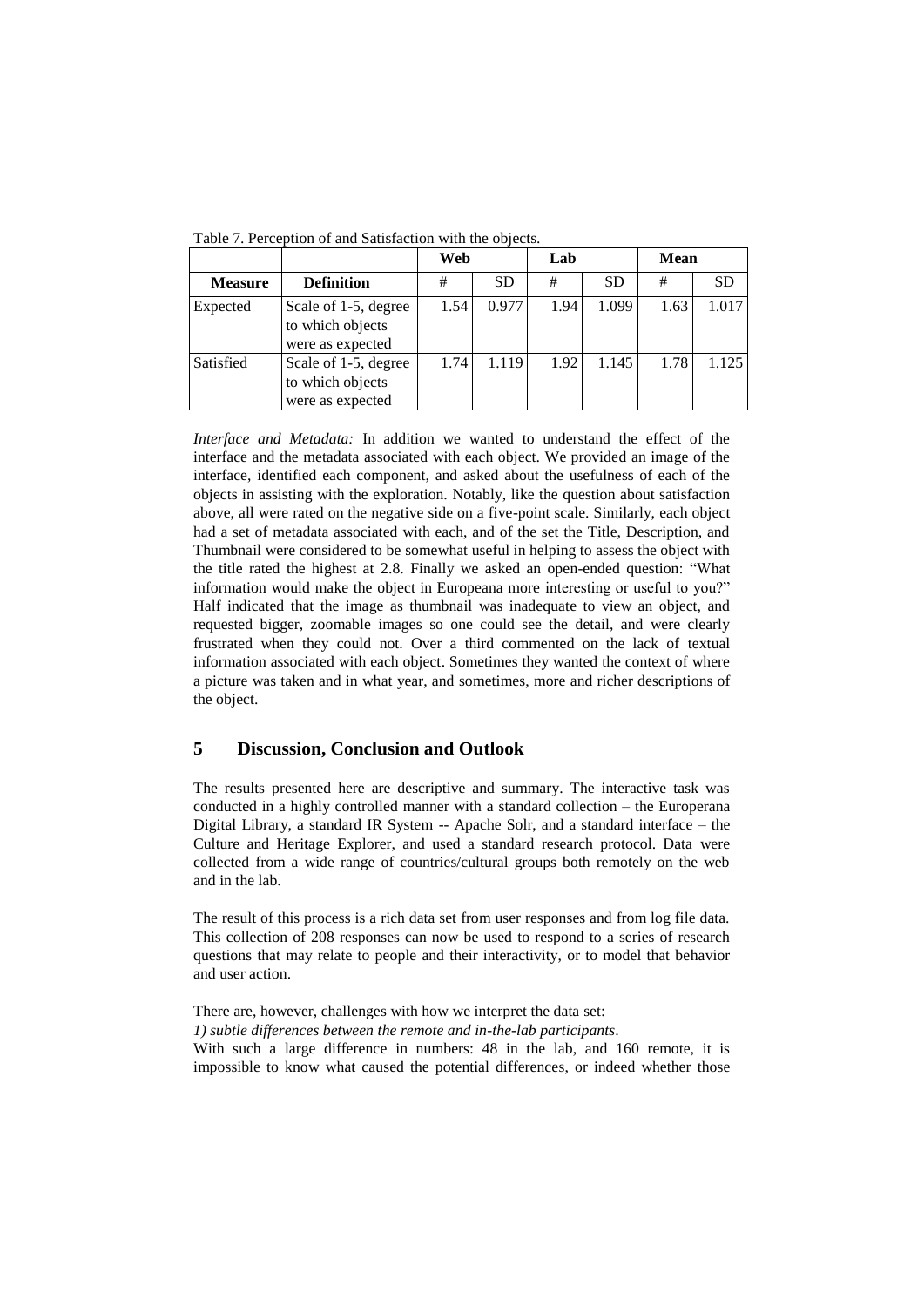Table 7. Perception of and Satisfaction with the objects.

| | | Web | | Lab | | Mean | |
|---|---|---|---|---|---|---|---|
| **Measure** | **Definition** | # | SD | # | SD | # | SD |
| Expected | Scale of 1-5, degree to which objects were as expected | 1.54 | 0.977 | 1.94 | 1.099 | 1.63 | 1.017 |
| Satisfied | Scale of 1-5, degree to which objects were as expected | 1.74 | 1.119 | 1.92 | 1.145 | 1.78 | 1.125 |

*Interface and Metadata:* In addition we wanted to understand the effect of the interface and the metadata associated with each object. We provided an image of the interface, identified each component, and asked about the usefulness of each of the objects in assisting with the exploration. Notably, like the question about satisfaction above, all were rated on the negative side on a five-point scale. Similarly, each object had a set of metadata associated with each, and of the set the Title, Description, and Thumbnail were considered to be somewhat useful in helping to assess the object with the title rated the highest at 2.8. Finally we asked an open-ended question: "What information would make the object in Europeana more interesting or useful to you?" Half indicated that the image as thumbnail was inadequate to view an object, and requested bigger, zoomable images so one could see the detail, and were clearly frustrated when they could not. Over a third commented on the lack of textual information associated with each object. Sometimes they wanted the context of where a picture was taken and in what year, and sometimes, more and richer descriptions of the object.

## 5 Discussion, Conclusion and Outlook

The results presented here are descriptive and summary. The interactive task was conducted in a highly controlled manner with a standard collection – the Europerana Digital Library, a standard IR System -- Apache Solr, and a standard interface – the Culture and Heritage Explorer, and used a standard research protocol. Data were collected from a wide range of countries/cultural groups both remotely on the web and in the lab.

The result of this process is a rich data set from user responses and from log file data. This collection of 208 responses can now be used to respond to a series of research questions that may relate to people and their interactivity, or to model that behavior and user action.

There are, however, challenges with how we interpret the data set:

*1) subtle differences between the remote and in-the-lab participants*.

With such a large difference in numbers: 48 in the lab, and 160 remote, it is impossible to know what caused the potential differences, or indeed whether those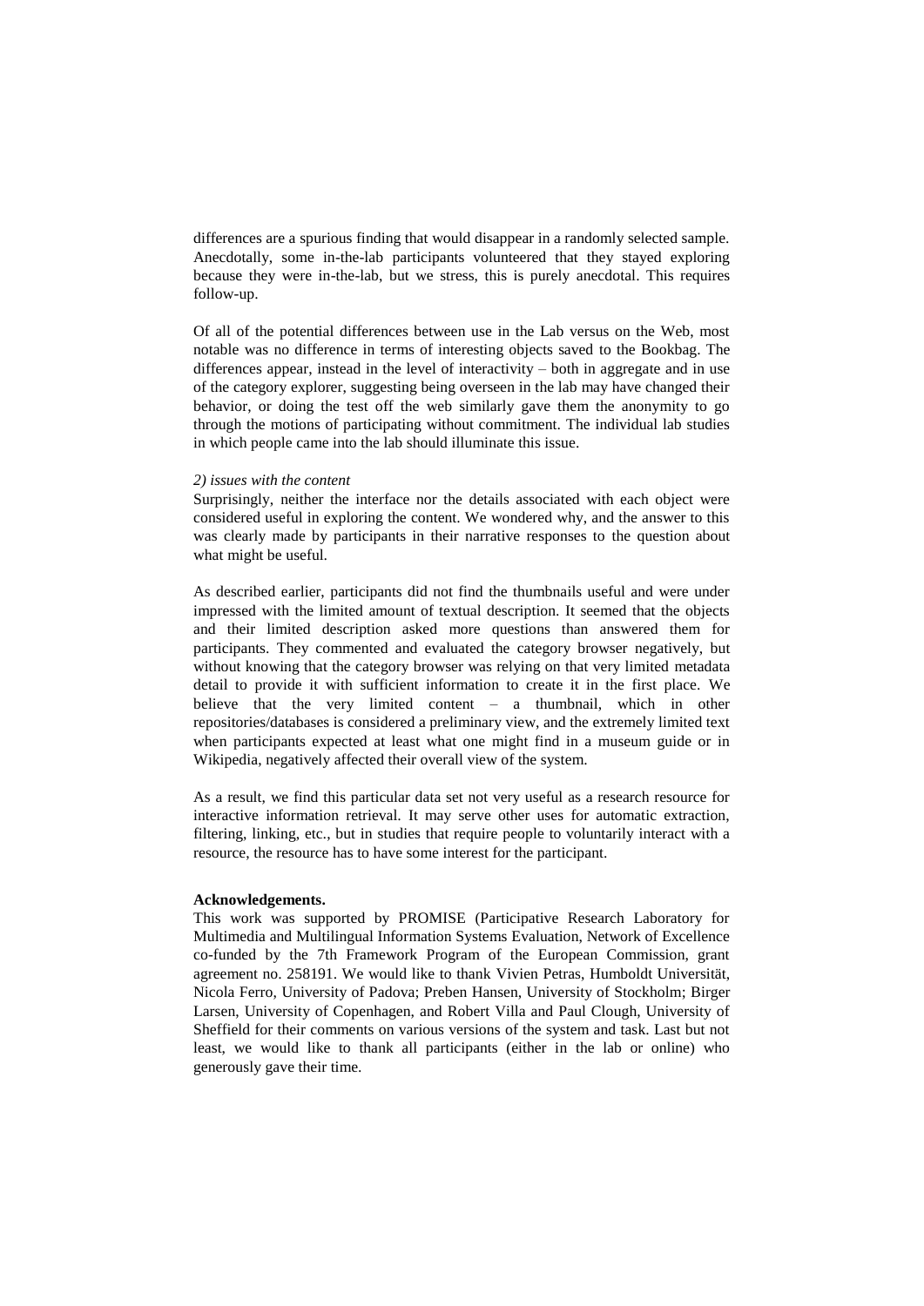differences are a spurious finding that would disappear in a randomly selected sample. Anecdotally, some in-the-lab participants volunteered that they stayed exploring because they were in-the-lab, but we stress, this is purely anecdotal. This requires follow-up.

Of all of the potential differences between use in the Lab versus on the Web, most notable was no difference in terms of interesting objects saved to the Bookbag. The differences appear, instead in the level of interactivity – both in aggregate and in use of the category explorer, suggesting being overseen in the lab may have changed their behavior, or doing the test off the web similarly gave them the anonymity to go through the motions of participating without commitment. The individual lab studies in which people came into the lab should illuminate this issue.

*2) issues with the content*

Surprisingly, neither the interface nor the details associated with each object were considered useful in exploring the content. We wondered why, and the answer to this was clearly made by participants in their narrative responses to the question about what might be useful.

As described earlier, participants did not find the thumbnails useful and were under impressed with the limited amount of textual description. It seemed that the objects and their limited description asked more questions than answered them for participants. They commented and evaluated the category browser negatively, but without knowing that the category browser was relying on that very limited metadata detail to provide it with sufficient information to create it in the first place. We believe that the very limited content – a thumbnail, which in other repositories/databases is considered a preliminary view, and the extremely limited text when participants expected at least what one might find in a museum guide or in Wikipedia, negatively affected their overall view of the system.

As a result, we find this particular data set not very useful as a research resource for interactive information retrieval. It may serve other uses for automatic extraction, filtering, linking, etc., but in studies that require people to voluntarily interact with a resource, the resource has to have some interest for the participant.

**Acknowledgements.**

This work was supported by PROMISE (Participative Research Laboratory for Multimedia and Multilingual Information Systems Evaluation, Network of Excellence co-funded by the 7th Framework Program of the European Commission, grant agreement no. 258191. We would like to thank Vivien Petras, Humboldt Universität, Nicola Ferro, University of Padova; Preben Hansen, University of Stockholm; Birger Larsen, University of Copenhagen, and Robert Villa and Paul Clough, University of Sheffield for their comments on various versions of the system and task. Last but not least, we would like to thank all participants (either in the lab or online) who generously gave their time.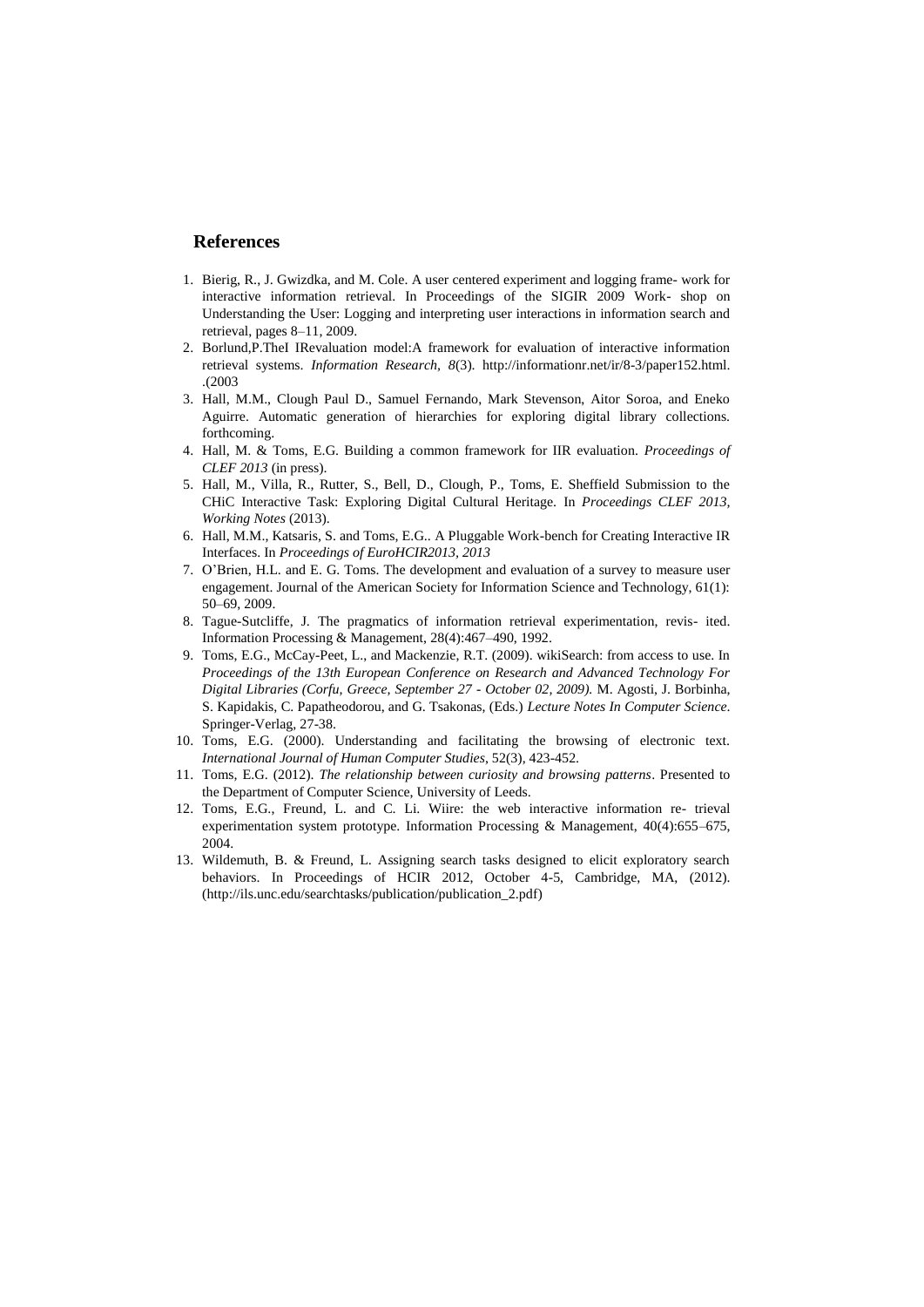## References

1. Bierig, R., J. Gwizdka, and M. Cole. A user centered experiment and logging frame- work for interactive information retrieval. In Proceedings of the SIGIR 2009 Work- shop on Understanding the User: Logging and interpreting user interactions in information search and retrieval, pages 8–11, 2009.
2. Borlund,P.TheI IRevaluation model:A framework for evaluation of interactive information retrieval systems. *Information Research*, *8*(3). http://informationr.net/ir/8-3/paper152.html. .(2003
3. Hall, M.M., Clough Paul D., Samuel Fernando, Mark Stevenson, Aitor Soroa, and Eneko Aguirre. Automatic generation of hierarchies for exploring digital library collections. forthcoming.
4. Hall, M. & Toms, E.G. Building a common framework for IIR evaluation. *Proceedings of CLEF 2013* (in press).
5. Hall, M., Villa, R., Rutter, S., Bell, D., Clough, P., Toms, E. Sheffield Submission to the CHiC Interactive Task: Exploring Digital Cultural Heritage. In *Proceedings CLEF 2013, Working Notes* (2013).
6. Hall, M.M., Katsaris, S. and Toms, E.G.. A Pluggable Work-bench for Creating Interactive IR Interfaces. In *Proceedings of EuroHCIR2013, 2013*
7. O'Brien, H.L. and E. G. Toms. The development and evaluation of a survey to measure user engagement. Journal of the American Society for Information Science and Technology, 61(1): 50–69, 2009.
8. Tague-Sutcliffe, J. The pragmatics of information retrieval experimentation, revis- ited. Information Processing & Management, 28(4):467–490, 1992.
9. Toms, E.G., McCay-Peet, L., and Mackenzie, R.T. (2009). wikiSearch: from access to use. In *Proceedings of the 13th European Conference on Research and Advanced Technology For Digital Libraries (Corfu, Greece, September 27 - October 02, 2009).* M. Agosti, J. Borbinha, S. Kapidakis, C. Papatheodorou, and G. Tsakonas, (Eds.) *Lecture Notes In Computer Science*. Springer-Verlag, 27-38.
10. Toms, E.G. (2000). Understanding and facilitating the browsing of electronic text. *International Journal of Human Computer Studies*, 52(3), 423-452.
11. Toms, E.G. (2012). *The relationship between curiosity and browsing patterns*. Presented to the Department of Computer Science, University of Leeds.
12. Toms, E.G., Freund, L. and C. Li. Wiire: the web interactive information re- trieval experimentation system prototype. Information Processing & Management, 40(4):655–675, 2004.
13. Wildemuth, B. & Freund, L. Assigning search tasks designed to elicit exploratory search behaviors. In Proceedings of HCIR 2012, October 4-5, Cambridge, MA, (2012). (http://ils.unc.edu/searchtasks/publication/publication_2.pdf)